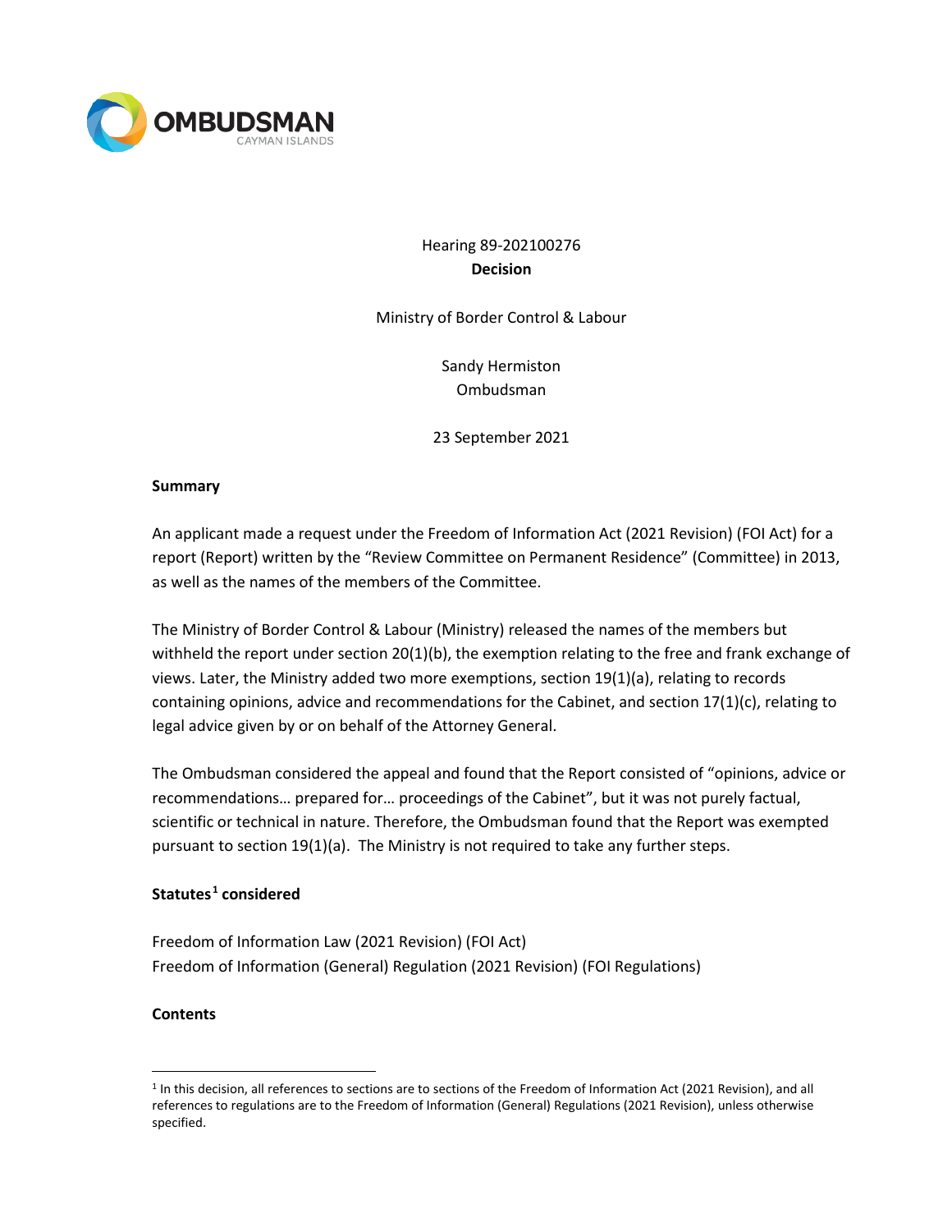Hearing 89-202100276
**Decision**

Ministry of Border Control & Labour

Sandy Hermiston
Ombudsman

23 September 2021

**Summary**

An applicant made a request under the Freedom of Information Act (2021 Revision) (FOI Act) for a report (Report) written by the "Review Committee on Permanent Residence" (Committee) in 2013, as well as the names of the members of the Committee.

The Ministry of Border Control & Labour (Ministry) released the names of the members but withheld the report under section 20(1)(b), the exemption relating to the free and frank exchange of views. Later, the Ministry added two more exemptions, section 19(1)(a), relating to records containing opinions, advice and recommendations for the Cabinet, and section 17(1)(c), relating to legal advice given by or on behalf of the Attorney General.

The Ombudsman considered the appeal and found that the Report consisted of "opinions, advice or recommendations… prepared for… proceedings of the Cabinet", but it was not purely factual, scientific or technical in nature. Therefore, the Ombudsman found that the Report was exempted pursuant to section 19(1)(a). The Ministry is not required to take any further steps.

**Statutes[1] considered**

Freedom of Information Law (2021 Revision) (FOI Act)
Freedom of Information (General) Regulation (2021 Revision) (FOI Regulations)

**Contents**

[1] In this decision, all references to sections are to sections of the Freedom of Information Act (2021 Revision), and all references to regulations are to the Freedom of Information (General) Regulations (2021 Revision), unless otherwise specified.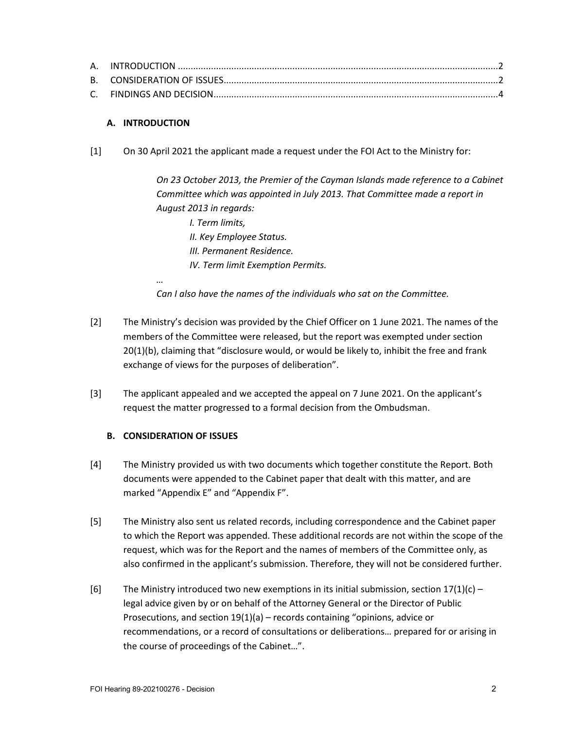A. INTRODUCTION ....................................................................................................................2
B. CONSIDERATION OF ISSUES.............................................................................................2
C. FINDINGS AND DECISION..................................................................................................4

## A. INTRODUCTION

[1] On 30 April 2021 the applicant made a request under the FOI Act to the Ministry for:

> *On 23 October 2013, the Premier of the Cayman Islands made reference to a Cabinet Committee which was appointed in July 2013. That Committee made a report in August 2013 in regards:*
>
> *I. Term limits,*
> *II. Key Employee Status.*
> *III. Permanent Residence.*
> *IV. Term limit Exemption Permits.*
>
> *…*
>
> *Can I also have the names of the individuals who sat on the Committee.*

[2] The Ministry's decision was provided by the Chief Officer on 1 June 2021. The names of the members of the Committee were released, but the report was exempted under section 20(1)(b), claiming that "disclosure would, or would be likely to, inhibit the free and frank exchange of views for the purposes of deliberation".

[3] The applicant appealed and we accepted the appeal on 7 June 2021. On the applicant's request the matter progressed to a formal decision from the Ombudsman.

## B. CONSIDERATION OF ISSUES

[4] The Ministry provided us with two documents which together constitute the Report. Both documents were appended to the Cabinet paper that dealt with this matter, and are marked "Appendix E" and "Appendix F".

[5] The Ministry also sent us related records, including correspondence and the Cabinet paper to which the Report was appended. These additional records are not within the scope of the request, which was for the Report and the names of members of the Committee only, as also confirmed in the applicant's submission. Therefore, they will not be considered further.

[6] The Ministry introduced two new exemptions in its initial submission, section 17(1)(c) – legal advice given by or on behalf of the Attorney General or the Director of Public Prosecutions, and section 19(1)(a) – records containing "opinions, advice or recommendations, or a record of consultations or deliberations… prepared for or arising in the course of proceedings of the Cabinet…".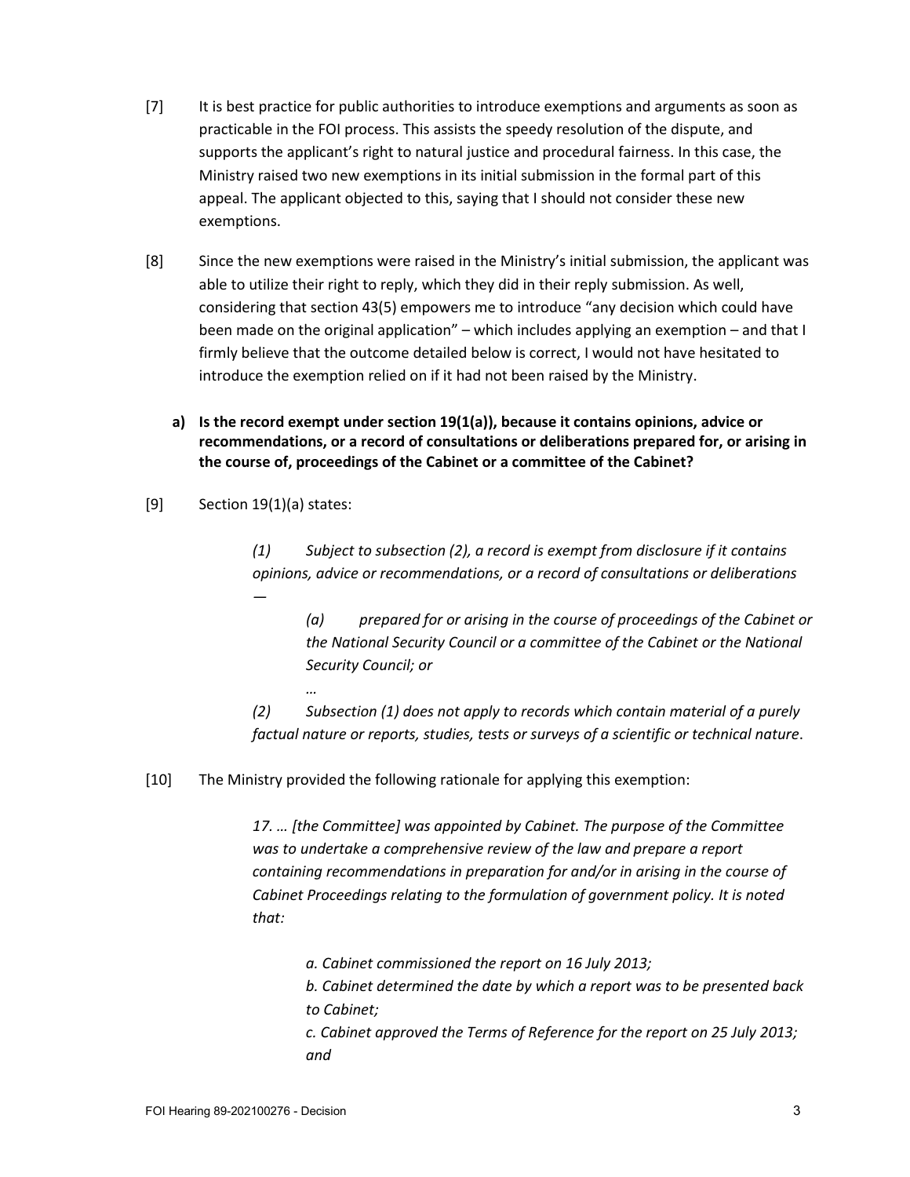[7] It is best practice for public authorities to introduce exemptions and arguments as soon as practicable in the FOI process. This assists the speedy resolution of the dispute, and supports the applicant's right to natural justice and procedural fairness. In this case, the Ministry raised two new exemptions in its initial submission in the formal part of this appeal. The applicant objected to this, saying that I should not consider these new exemptions.

[8] Since the new exemptions were raised in the Ministry's initial submission, the applicant was able to utilize their right to reply, which they did in their reply submission. As well, considering that section 43(5) empowers me to introduce "any decision which could have been made on the original application" – which includes applying an exemption – and that I firmly believe that the outcome detailed below is correct, I would not have hesitated to introduce the exemption relied on if it had not been raised by the Ministry.

**a) Is the record exempt under section 19(1(a)), because it contains opinions, advice or recommendations, or a record of consultations or deliberations prepared for, or arising in the course of, proceedings of the Cabinet or a committee of the Cabinet?**

[9] Section 19(1)(a) states:

> *(1) Subject to subsection (2), a record is exempt from disclosure if it contains opinions, advice or recommendations, or a record of consultations or deliberations —*
>
> > *(a) prepared for or arising in the course of proceedings of the Cabinet or the National Security Council or a committee of the Cabinet or the National Security Council; or*
> >
> > *…*
>
> *(2) Subsection (1) does not apply to records which contain material of a purely factual nature or reports, studies, tests or surveys of a scientific or technical nature*.

[10] The Ministry provided the following rationale for applying this exemption:

> *17. … [the Committee] was appointed by Cabinet. The purpose of the Committee was to undertake a comprehensive review of the law and prepare a report containing recommendations in preparation for and/or in arising in the course of Cabinet Proceedings relating to the formulation of government policy. It is noted that:*
>
> > *a. Cabinet commissioned the report on 16 July 2013;*
> >
> > *b. Cabinet determined the date by which a report was to be presented back to Cabinet;*
> >
> > *c. Cabinet approved the Terms of Reference for the report on 25 July 2013; and*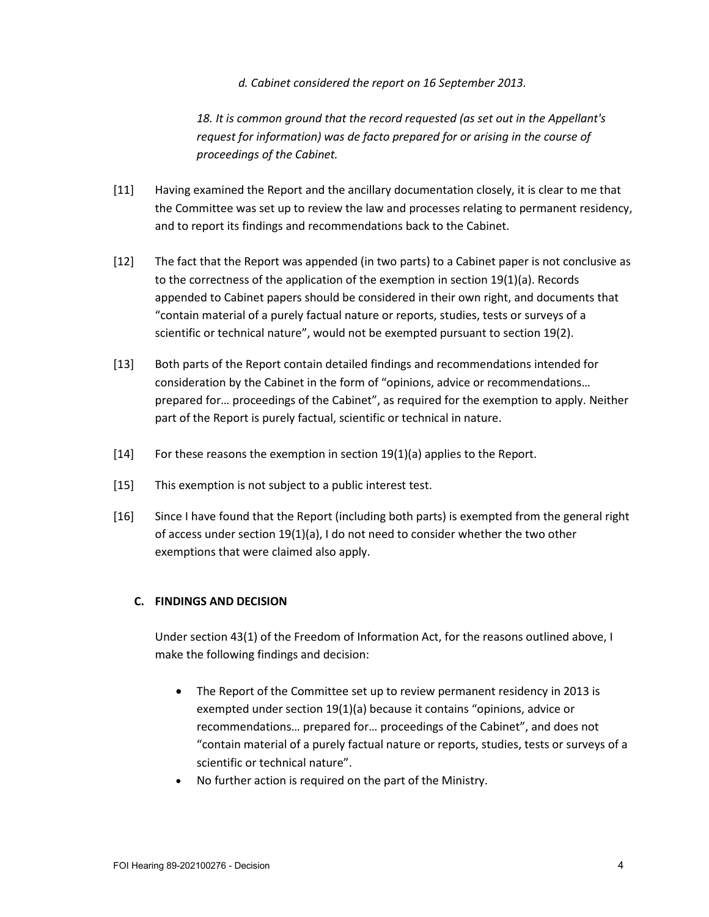*d. Cabinet considered the report on 16 September 2013.*

*18. It is common ground that the record requested (as set out in the Appellant's request for information) was de facto prepared for or arising in the course of proceedings of the Cabinet.*

[11] Having examined the Report and the ancillary documentation closely, it is clear to me that the Committee was set up to review the law and processes relating to permanent residency, and to report its findings and recommendations back to the Cabinet.

[12] The fact that the Report was appended (in two parts) to a Cabinet paper is not conclusive as to the correctness of the application of the exemption in section 19(1)(a). Records appended to Cabinet papers should be considered in their own right, and documents that "contain material of a purely factual nature or reports, studies, tests or surveys of a scientific or technical nature", would not be exempted pursuant to section 19(2).

[13] Both parts of the Report contain detailed findings and recommendations intended for consideration by the Cabinet in the form of "opinions, advice or recommendations… prepared for… proceedings of the Cabinet", as required for the exemption to apply. Neither part of the Report is purely factual, scientific or technical in nature.

[14] For these reasons the exemption in section 19(1)(a) applies to the Report.

[15] This exemption is not subject to a public interest test.

[16] Since I have found that the Report (including both parts) is exempted from the general right of access under section 19(1)(a), I do not need to consider whether the two other exemptions that were claimed also apply.

### C. FINDINGS AND DECISION

Under section 43(1) of the Freedom of Information Act, for the reasons outlined above, I make the following findings and decision:

- The Report of the Committee set up to review permanent residency in 2013 is exempted under section 19(1)(a) because it contains "opinions, advice or recommendations… prepared for… proceedings of the Cabinet", and does not "contain material of a purely factual nature or reports, studies, tests or surveys of a scientific or technical nature".
- No further action is required on the part of the Ministry.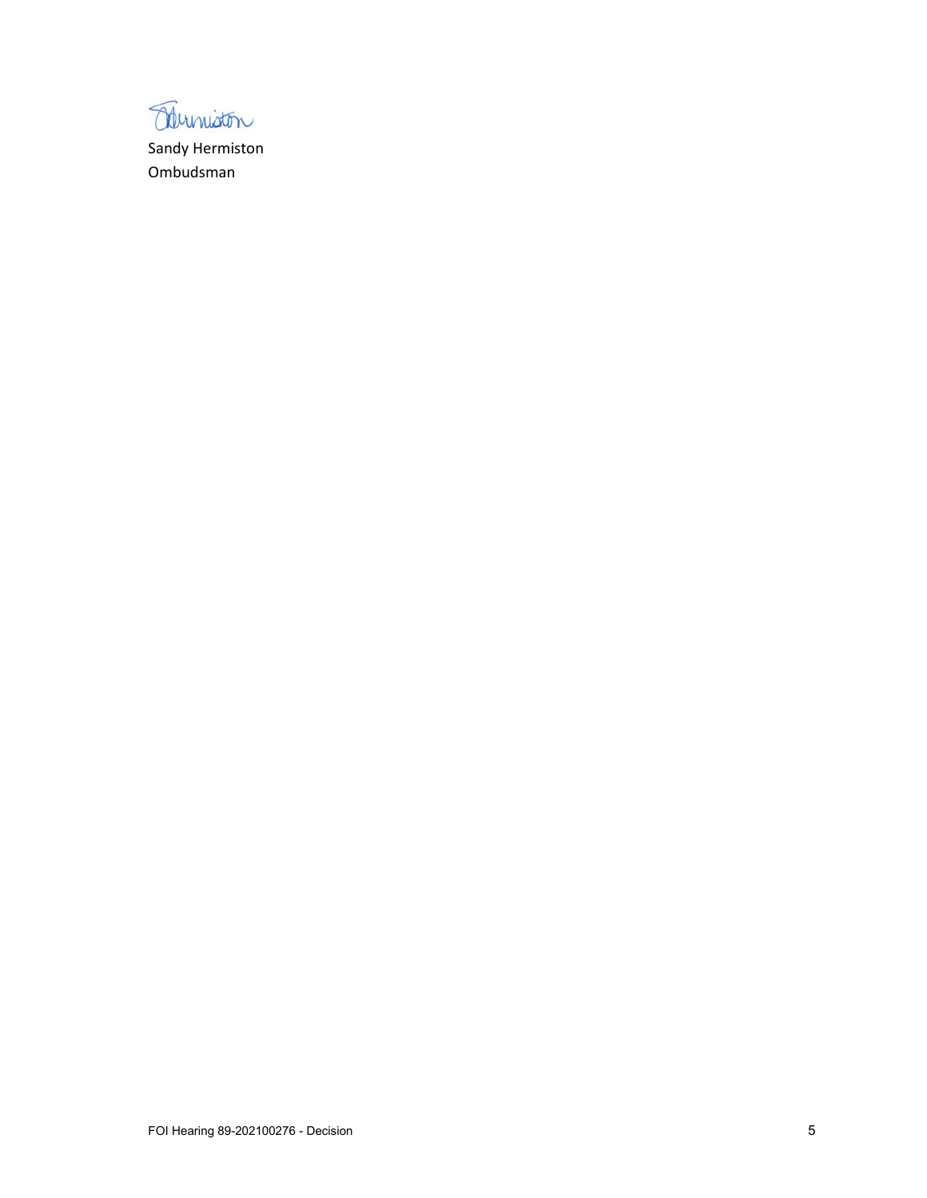Sandy Hermiston
Ombudsman